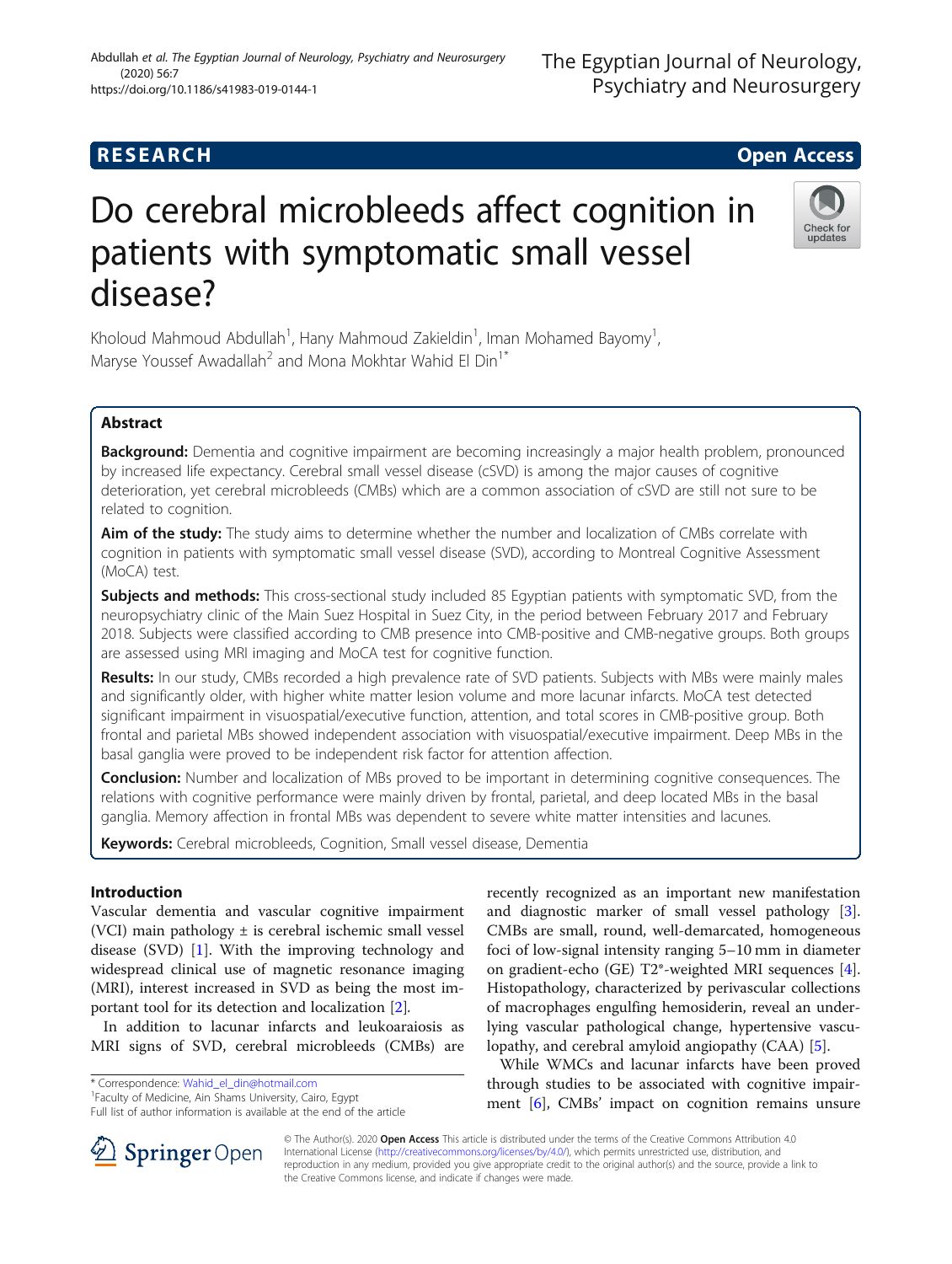RESEARCH

Open Access

# Do cerebral microbleeds affect cognition in patients with symptomatic small vessel disease?

Kholoud Mahmoud Abdullah[1], Hany Mahmoud Zakieldin[1], Iman Mohamed Bayomy[1], Maryse Youssef Awadallah[2] and Mona Mokhtar Wahid El Din[1*]

## Abstract

**Background:** Dementia and cognitive impairment are becoming increasingly a major health problem, pronounced by increased life expectancy. Cerebral small vessel disease (cSVD) is among the major causes of cognitive deterioration, yet cerebral microbleeds (CMBs) which are a common association of cSVD are still not sure to be related to cognition.

**Aim of the study:** The study aims to determine whether the number and localization of CMBs correlate with cognition in patients with symptomatic small vessel disease (SVD), according to Montreal Cognitive Assessment (MoCA) test.

**Subjects and methods:** This cross-sectional study included 85 Egyptian patients with symptomatic SVD, from the neuropsychiatry clinic of the Main Suez Hospital in Suez City, in the period between February 2017 and February 2018. Subjects were classified according to CMB presence into CMB-positive and CMB-negative groups. Both groups are assessed using MRI imaging and MoCA test for cognitive function.

**Results:** In our study, CMBs recorded a high prevalence rate of SVD patients. Subjects with MBs were mainly males and significantly older, with higher white matter lesion volume and more lacunar infarcts. MoCA test detected significant impairment in visuospatial/executive function, attention, and total scores in CMB-positive group. Both frontal and parietal MBs showed independent association with visuospatial/executive impairment. Deep MBs in the basal ganglia were proved to be independent risk factor for attention affection.

**Conclusion:** Number and localization of MBs proved to be important in determining cognitive consequences. The relations with cognitive performance were mainly driven by frontal, parietal, and deep located MBs in the basal ganglia. Memory affection in frontal MBs was dependent to severe white matter intensities and lacunes.

**Keywords:** Cerebral microbleeds, Cognition, Small vessel disease, Dementia

## Introduction

Vascular dementia and vascular cognitive impairment (VCI) main pathology ± is cerebral ischemic small vessel disease (SVD) [1]. With the improving technology and widespread clinical use of magnetic resonance imaging (MRI), interest increased in SVD as being the most important tool for its detection and localization [2].

In addition to lacunar infarcts and leukoaraiosis as MRI signs of SVD, cerebral microbleeds (CMBs) are recently recognized as an important new manifestation and diagnostic marker of small vessel pathology [3]. CMBs are small, round, well-demarcated, homogeneous foci of low-signal intensity ranging 5–10 mm in diameter on gradient-echo (GE) T2*-weighted MRI sequences [4]. Histopathology, characterized by perivascular collections of macrophages engulfing hemosiderin, reveal an underlying vascular pathological change, hypertensive vasculopathy, and cerebral amyloid angiopathy (CAA) [5].

While WMCs and lacunar infarcts have been proved through studies to be associated with cognitive impairment [6], CMBs' impact on cognition remains unsure

\* Correspondence: Wahid_el_din@hotmail.com
[1]Faculty of Medicine, Ain Shams University, Cairo, Egypt
Full list of author information is available at the end of the article

© The Author(s). 2020 **Open Access** This article is distributed under the terms of the Creative Commons Attribution 4.0 International License (http://creativecommons.org/licenses/by/4.0/), which permits unrestricted use, distribution, and reproduction in any medium, provided you give appropriate credit to the original author(s) and the source, provide a link to the Creative Commons license, and indicate if changes were made.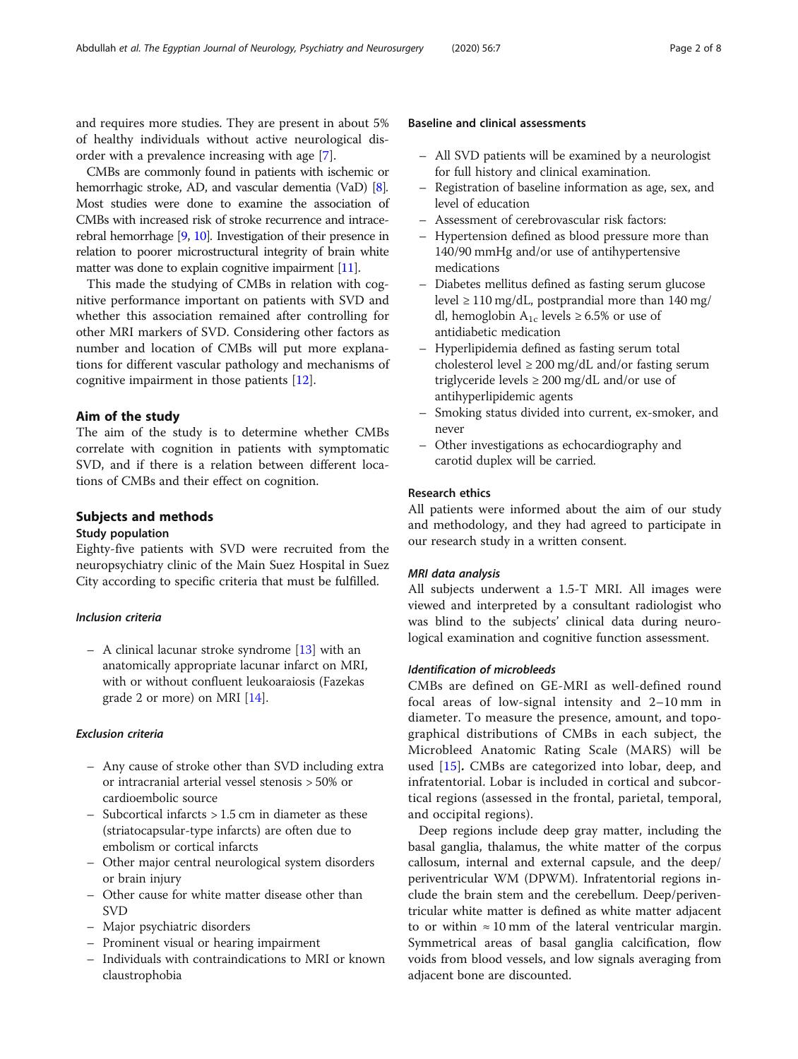and requires more studies. They are present in about 5% of healthy individuals without active neurological disorder with a prevalence increasing with age [7].

CMBs are commonly found in patients with ischemic or hemorrhagic stroke, AD, and vascular dementia (VaD) [8]. Most studies were done to examine the association of CMBs with increased risk of stroke recurrence and intracerebral hemorrhage [9, 10]. Investigation of their presence in relation to poorer microstructural integrity of brain white matter was done to explain cognitive impairment [11].

This made the studying of CMBs in relation with cognitive performance important on patients with SVD and whether this association remained after controlling for other MRI markers of SVD. Considering other factors as number and location of CMBs will put more explanations for different vascular pathology and mechanisms of cognitive impairment in those patients [12].

## Aim of the study

The aim of the study is to determine whether CMBs correlate with cognition in patients with symptomatic SVD, and if there is a relation between different locations of CMBs and their effect on cognition.

## Subjects and methods

### Study population

Eighty-five patients with SVD were recruited from the neuropsychiatry clinic of the Main Suez Hospital in Suez City according to specific criteria that must be fulfilled.

#### *Inclusion criteria*

- A clinical lacunar stroke syndrome [13] with an anatomically appropriate lacunar infarct on MRI, with or without confluent leukoaraiosis (Fazekas grade 2 or more) on MRI [14].

#### *Exclusion criteria*

- Any cause of stroke other than SVD including extra or intracranial arterial vessel stenosis > 50% or cardioembolic source
- Subcortical infarcts > 1.5 cm in diameter as these (striatocapsular-type infarcts) are often due to embolism or cortical infarcts
- Other major central neurological system disorders or brain injury
- Other cause for white matter disease other than SVD
- Major psychiatric disorders
- Prominent visual or hearing impairment
- Individuals with contraindications to MRI or known claustrophobia

### Baseline and clinical assessments

- All SVD patients will be examined by a neurologist for full history and clinical examination.
- Registration of baseline information as age, sex, and level of education
- Assessment of cerebrovascular risk factors:
- Hypertension defined as blood pressure more than 140/90 mmHg and/or use of antihypertensive medications
- Diabetes mellitus defined as fasting serum glucose level ≥ 110 mg/dL, postprandial more than 140 mg/dl, hemoglobin $A_{1c}$ levels ≥ 6.5% or use of antidiabetic medication
- Hyperlipidemia defined as fasting serum total cholesterol level ≥ 200 mg/dL and/or fasting serum triglyceride levels ≥ 200 mg/dL and/or use of antihyperlipidemic agents
- Smoking status divided into current, ex-smoker, and never
- Other investigations as echocardiography and carotid duplex will be carried.

### Research ethics

All patients were informed about the aim of our study and methodology, and they had agreed to participate in our research study in a written consent.

#### *MRI data analysis*

All subjects underwent a 1.5-T MRI. All images were viewed and interpreted by a consultant radiologist who was blind to the subjects' clinical data during neurological examination and cognitive function assessment.

#### *Identification of microbleeds*

CMBs are defined on GE-MRI as well-defined round focal areas of low-signal intensity and 2–10 mm in diameter. To measure the presence, amount, and topographical distributions of CMBs in each subject, the Microbleed Anatomic Rating Scale (MARS) will be used [15]. CMBs are categorized into lobar, deep, and infratentorial. Lobar is included in cortical and subcortical regions (assessed in the frontal, parietal, temporal, and occipital regions).

Deep regions include deep gray matter, including the basal ganglia, thalamus, the white matter of the corpus callosum, internal and external capsule, and the deep/periventricular WM (DPWM). Infratentorial regions include the brain stem and the cerebellum. Deep/periventricular white matter is defined as white matter adjacent to or within ≈ 10 mm of the lateral ventricular margin. Symmetrical areas of basal ganglia calcification, flow voids from blood vessels, and low signals averaging from adjacent bone are discounted.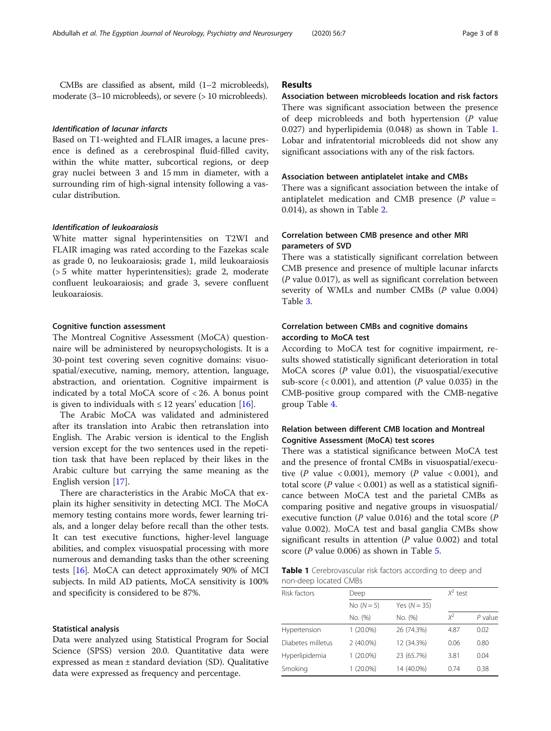CMBs are classified as absent, mild (1–2 microbleeds), moderate (3–10 microbleeds), or severe (> 10 microbleeds).

#### *Identification of lacunar infarcts*

Based on T1-weighted and FLAIR images, a lacune presence is defined as a cerebrospinal fluid-filled cavity, within the white matter, subcortical regions, or deep gray nuclei between 3 and 15 mm in diameter, with a surrounding rim of high-signal intensity following a vascular distribution.

#### *Identification of leukoaraiosis*

White matter signal hyperintensities on T2WI and FLAIR imaging was rated according to the Fazekas scale as grade 0, no leukoaraiosis; grade 1, mild leukoaraiosis (> 5 white matter hyperintensities); grade 2, moderate confluent leukoaraiosis; and grade 3, severe confluent leukoaraiosis.

### Cognitive function assessment

The Montreal Cognitive Assessment (MoCA) questionnaire will be administered by neuropsychologists. It is a 30-point test covering seven cognitive domains: visuospatial/executive, naming, memory, attention, language, abstraction, and orientation. Cognitive impairment is indicated by a total MoCA score of < 26. A bonus point is given to individuals with ≤ 12 years' education [16].

The Arabic MoCA was validated and administered after its translation into Arabic then retranslation into English. The Arabic version is identical to the English version except for the two sentences used in the repetition task that have been replaced by their likes in the Arabic culture but carrying the same meaning as the English version [17].

There are characteristics in the Arabic MoCA that explain its higher sensitivity in detecting MCI. The MoCA memory testing contains more words, fewer learning trials, and a longer delay before recall than the other tests. It can test executive functions, higher-level language abilities, and complex visuospatial processing with more numerous and demanding tasks than the other screening tests [16]. MoCA can detect approximately 90% of MCI subjects. In mild AD patients, MoCA sensitivity is 100% and specificity is considered to be 87%.

### Statistical analysis

Data were analyzed using Statistical Program for Social Science (SPSS) version 20.0. Quantitative data were expressed as mean ± standard deviation (SD). Qualitative data were expressed as frequency and percentage.

## Results

### Association between microbleeds location and risk factors

There was significant association between the presence of deep microbleeds and both hypertension (*P* value 0.027) and hyperlipidemia (0.048) as shown in Table 1. Lobar and infratentorial microbleeds did not show any significant associations with any of the risk factors.

### Association between antiplatelet intake and CMBs

There was a significant association between the intake of antiplatelet medication and CMB presence (*P* value = 0.014), as shown in Table 2.

### Correlation between CMB presence and other MRI parameters of SVD

There was a statistically significant correlation between CMB presence and presence of multiple lacunar infarcts (*P* value 0.017), as well as significant correlation between severity of WMLs and number CMBs (*P* value 0.004) Table 3.

### Correlation between CMBs and cognitive domains according to MoCA test

According to MoCA test for cognitive impairment, results showed statistically significant deterioration in total MoCA scores (*P* value 0.01), the visuospatial/executive sub-score (< 0.001), and attention (*P* value 0.035) in the CMB-positive group compared with the CMB-negative group Table 4.

### Relation between different CMB location and Montreal Cognitive Assessment (MoCA) test scores

There was a statistical significance between MoCA test and the presence of frontal CMBs in visuospatial/executive (*P* value < 0.001), memory (*P* value < 0.001), and total score (*P* value < 0.001) as well as a statistical significance between MoCA test and the parietal CMBs as comparing positive and negative groups in visuospatial/executive function (*P* value 0.016) and the total score (*P* value 0.002). MoCA test and basal ganglia CMBs show significant results in attention (*P* value 0.002) and total score (*P* value 0.006) as shown in Table 5.

**Table 1** Cerebrovascular risk factors according to deep and non-deep located CMBs

| Risk factors | Deep | | $X^2$ test | |
|---|---|---|---|---|
| | No ($N = 5$) | Yes ($N = 35$) | | |
| | No. (%) | No. (%) | $X^2$ | *P* value |
| Hypertension | 1 (20.0%) | 26 (74.3%) | 4.87 | 0.02 |
| Diabetes milletus | 2 (40.0%) | 12 (34.3%) | 0.06 | 0.80 |
| Hyperlipidemia | 1 (20.0%) | 23 (65.7%) | 3.81 | 0.04 |
| Smoking | 1 (20.0%) | 14 (40.0%) | 0.74 | 0.38 |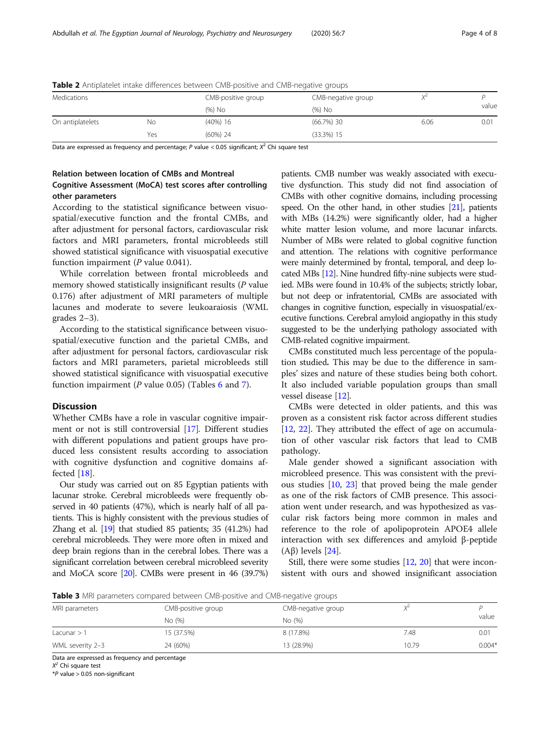**Table 2** Antiplatelet intake differences between CMB-positive and CMB-negative groups

| Medications | | CMB-positive group (%) No | CMB-negative group (%) No | $X^2$ | P value |
|---|---|---|---|---|---|
| On antiplatelets | No | (40%) 16 | (66.7%) 30 | 6.06 | 0.01 |
| | Yes | (60%) 24 | (33.3%) 15 | | |

Data are expressed as frequency and percentage; *P* value < 0.05 significant; $X^2$ Chi square test

### Relation between location of CMBs and Montreal Cognitive Assessment (MoCA) test scores after controlling other parameters

According to the statistical significance between visuospatial/executive function and the frontal CMBs, and after adjustment for personal factors, cardiovascular risk factors and MRI parameters, frontal microbleeds still showed statistical significance with visuospatial executive function impairment (*P* value 0.041).

While correlation between frontal microbleeds and memory showed statistically insignificant results (*P* value 0.176) after adjustment of MRI parameters of multiple lacunes and moderate to severe leukoaraiosis (WML grades 2–3).

According to the statistical significance between visuospatial/executive function and the parietal CMBs, and after adjustment for personal factors, cardiovascular risk factors and MRI parameters, parietal microbleeds still showed statistical significance with visuospatial executive function impairment (*P* value 0.05) (Tables 6 and 7).

## Discussion

Whether CMBs have a role in vascular cognitive impairment or not is still controversial [17]. Different studies with different populations and patient groups have produced less consistent results according to association with cognitive dysfunction and cognitive domains affected [18].

Our study was carried out on 85 Egyptian patients with lacunar stroke. Cerebral microbleeds were frequently observed in 40 patients (47%), which is nearly half of all patients. This is highly consistent with the previous studies of Zhang et al. [19] that studied 85 patients; 35 (41.2%) had cerebral microbleeds. They were more often in mixed and deep brain regions than in the cerebral lobes. There was a significant correlation between cerebral microbleed severity and MoCA score [20]. CMBs were present in 46 (39.7%) patients. CMB number was weakly associated with executive dysfunction. This study did not find association of CMBs with other cognitive domains, including processing speed. On the other hand, in other studies [21], patients with MBs (14.2%) were significantly older, had a higher white matter lesion volume, and more lacunar infarcts. Number of MBs were related to global cognitive function and attention. The relations with cognitive performance were mainly determined by frontal, temporal, and deep located MBs [12]. Nine hundred fifty-nine subjects were studied. MBs were found in 10.4% of the subjects; strictly lobar, but not deep or infratentorial, CMBs are associated with changes in cognitive function, especially in visuospatial/executive functions. Cerebral amyloid angiopathy in this study suggested to be the underlying pathology associated with CMB-related cognitive impairment.

CMBs constituted much less percentage of the population studied**.** This may be due to the difference in samples' sizes and nature of these studies being both cohort. It also included variable population groups than small vessel disease [12].

CMBs were detected in older patients, and this was proven as a consistent risk factor across different studies [12, 22]. They attributed the effect of age on accumulation of other vascular risk factors that lead to CMB pathology.

Male gender showed a significant association with microbleed presence. This was consistent with the previous studies [10, 23] that proved being the male gender as one of the risk factors of CMB presence. This association went under research, and was hypothesized as vascular risk factors being more common in males and reference to the role of apolipoprotein APOE4 allele interaction with sex differences and amyloid β-peptide (Aβ) levels [24].

Still, there were some studies [12, 20] that were inconsistent with ours and showed insignificant association

**Table 3** MRI parameters compared between CMB-positive and CMB-negative groups

| MRI parameters | CMB-positive group No (%) | CMB-negative group No (%) | $X^2$ | P value |
|---|---|---|---|---|
| Lacunar > 1 | 15 (37.5%) | 8 (17.8%) | 7.48 | 0.01 |
| WML severity 2–3 | 24 (60%) | 13 (28.9%) | 10.79 | 0.004* |

Data are expressed as frequency and percentage

$X^2$ Chi square test

**P* value > 0.05 non-significant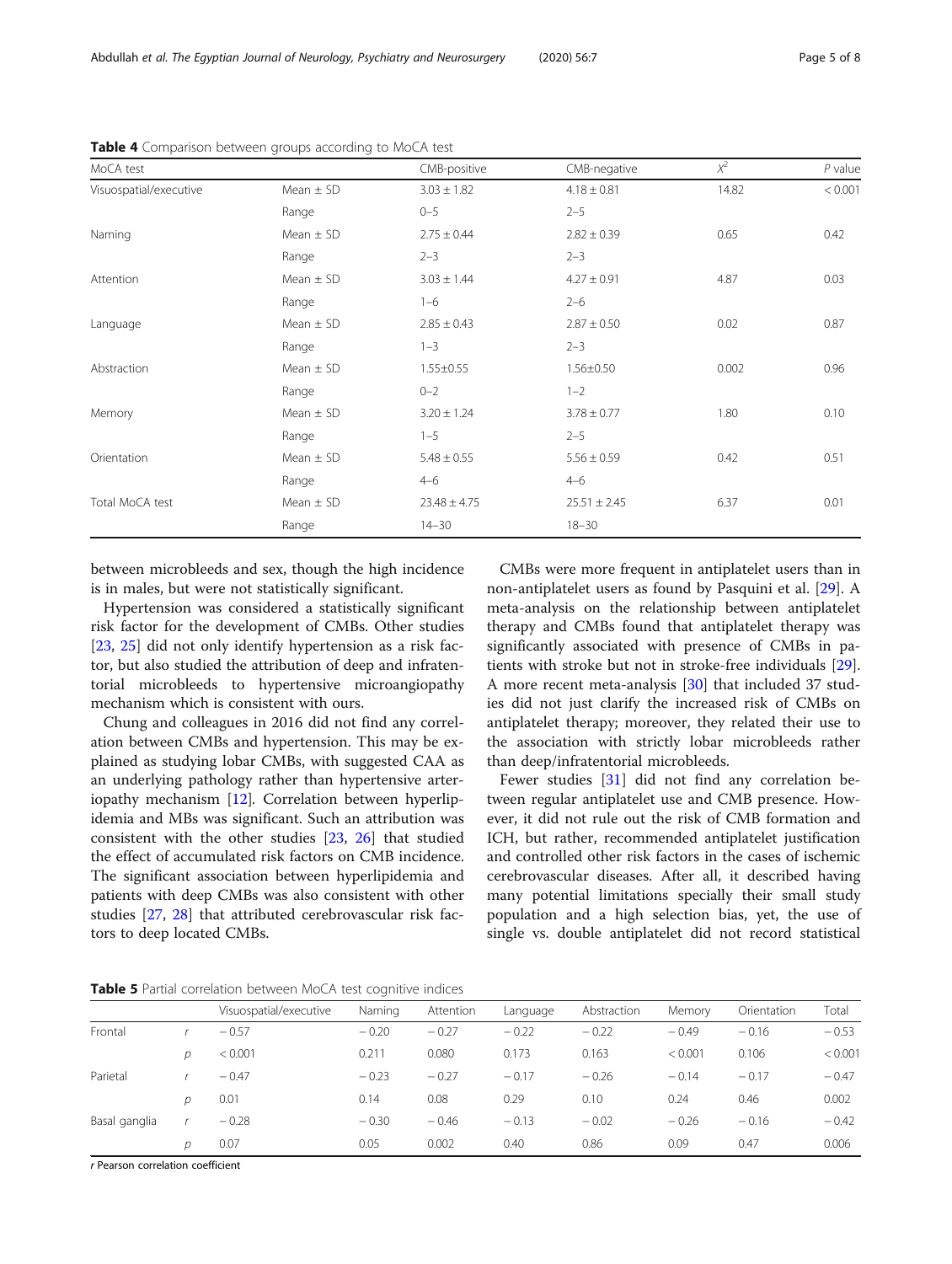**Table 4** Comparison between groups according to MoCA test

| MoCA test | | CMB-positive | CMB-negative | $X^2$ | P value |
|---|---|---|---|---|---|
| Visuospatial/executive | Mean ± SD | 3.03 ± 1.82 | 4.18 ± 0.81 | 14.82 | < 0.001 |
| | Range | 0–5 | 2–5 | | |
| Naming | Mean ± SD | 2.75 ± 0.44 | 2.82 ± 0.39 | 0.65 | 0.42 |
| | Range | 2–3 | 2–3 | | |
| Attention | Mean ± SD | 3.03 ± 1.44 | 4.27 ± 0.91 | 4.87 | 0.03 |
| | Range | 1–6 | 2–6 | | |
| Language | Mean ± SD | 2.85 ± 0.43 | 2.87 ± 0.50 | 0.02 | 0.87 |
| | Range | 1–3 | 2–3 | | |
| Abstraction | Mean ± SD | 1.55±0.55 | 1.56±0.50 | 0.002 | 0.96 |
| | Range | 0–2 | 1–2 | | |
| Memory | Mean ± SD | 3.20 ± 1.24 | 3.78 ± 0.77 | 1.80 | 0.10 |
| | Range | 1–5 | 2–5 | | |
| Orientation | Mean ± SD | 5.48 ± 0.55 | 5.56 ± 0.59 | 0.42 | 0.51 |
| | Range | 4–6 | 4–6 | | |
| Total MoCA test | Mean ± SD | 23.48 ± 4.75 | 25.51 ± 2.45 | 6.37 | 0.01 |
| | Range | 14–30 | 18–30 | | |

between microbleeds and sex, though the high incidence is in males, but were not statistically significant.

Hypertension was considered a statistically significant risk factor for the development of CMBs. Other studies [23, 25] did not only identify hypertension as a risk factor, but also studied the attribution of deep and infratentorial microbleeds to hypertensive microangiopathy mechanism which is consistent with ours.

Chung and colleagues in 2016 did not find any correlation between CMBs and hypertension. This may be explained as studying lobar CMBs, with suggested CAA as an underlying pathology rather than hypertensive arteriopathy mechanism [12]. Correlation between hyperlipidemia and MBs was significant. Such an attribution was consistent with the other studies [23, 26] that studied the effect of accumulated risk factors on CMB incidence. The significant association between hyperlipidemia and patients with deep CMBs was also consistent with other studies [27, 28] that attributed cerebrovascular risk factors to deep located CMBs.

CMBs were more frequent in antiplatelet users than in non-antiplatelet users as found by Pasquini et al. [29]. A meta-analysis on the relationship between antiplatelet therapy and CMBs found that antiplatelet therapy was significantly associated with presence of CMBs in patients with stroke but not in stroke-free individuals [29]. A more recent meta-analysis [30] that included 37 studies did not just clarify the increased risk of CMBs on antiplatelet therapy; moreover, they related their use to the association with strictly lobar microbleeds rather than deep/infratentorial microbleeds.

Fewer studies [31] did not find any correlation between regular antiplatelet use and CMB presence. However, it did not rule out the risk of CMB formation and ICH, but rather, recommended antiplatelet justification and controlled other risk factors in the cases of ischemic cerebrovascular diseases. After all, it described having many potential limitations specially their small study population and a high selection bias, yet, the use of single vs. double antiplatelet did not record statistical

**Table 5** Partial correlation between MoCA test cognitive indices

| | | Visuospatial/executive | Naming | Attention | Language | Abstraction | Memory | Orientation | Total |
|---|---|---|---|---|---|---|---|---|---|
| Frontal | *r* | − 0.57 | − 0.20 | − 0.27 | − 0.22 | − 0.22 | − 0.49 | − 0.16 | − 0.53 |
| | *p* | < 0.001 | 0.211 | 0.080 | 0.173 | 0.163 | < 0.001 | 0.106 | < 0.001 |
| Parietal | *r* | − 0.47 | − 0.23 | − 0.27 | − 0.17 | − 0.26 | − 0.14 | − 0.17 | − 0.47 |
| | *p* | 0.01 | 0.14 | 0.08 | 0.29 | 0.10 | 0.24 | 0.46 | 0.002 |
| Basal ganglia | *r* | − 0.28 | − 0.30 | − 0.46 | − 0.13 | − 0.02 | − 0.26 | − 0.16 | − 0.42 |
| | *p* | 0.07 | 0.05 | 0.002 | 0.40 | 0.86 | 0.09 | 0.47 | 0.006 |

*r* Pearson correlation coefficient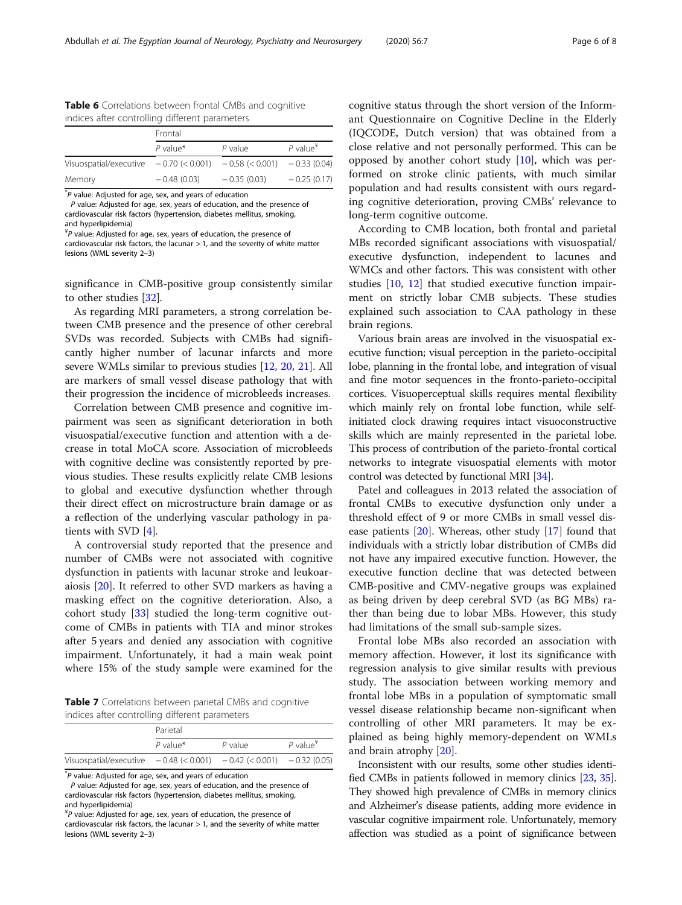**Table 6** Correlations between frontal CMBs and cognitive indices after controlling different parameters

| | Frontal | | |
|---|---|---|---|
| | *P* value* | *P* value | *P* value¥ |
| Visuospatial/executive | − 0.70 (< 0.001) | − 0.58 (< 0.001) | − 0.33 (0.04) |
| Memory | − 0.48 (0.03) | − 0.35 (0.03) | − 0.25 (0.17) |

*P value: Adjusted for age, sex, and years of education

P value: Adjusted for age, sex, years of education, and the presence of cardiovascular risk factors (hypertension, diabetes mellitus, smoking, and hyperlipidemia)

¥P value: Adjusted for age, sex, years of education, the presence of cardiovascular risk factors, the lacunar > 1, and the severity of white matter lesions (WML severity 2–3)

significance in CMB-positive group consistently similar to other studies [32].

As regarding MRI parameters, a strong correlation between CMB presence and the presence of other cerebral SVDs was recorded. Subjects with CMBs had significantly higher number of lacunar infarcts and more severe WMLs similar to previous studies [12, 20, 21]. All are markers of small vessel disease pathology that with their progression the incidence of microbleeds increases.

Correlation between CMB presence and cognitive impairment was seen as significant deterioration in both visuospatial/executive function and attention with a decrease in total MoCA score. Association of microbleeds with cognitive decline was consistently reported by previous studies. These results explicitly relate CMB lesions to global and executive dysfunction whether through their direct effect on microstructure brain damage or as a reflection of the underlying vascular pathology in patients with SVD [4].

A controversial study reported that the presence and number of CMBs were not associated with cognitive dysfunction in patients with lacunar stroke and leukoaraiosis [20]. It referred to other SVD markers as having a masking effect on the cognitive deterioration. Also, a cohort study [33] studied the long-term cognitive outcome of CMBs in patients with TIA and minor strokes after 5 years and denied any association with cognitive impairment. Unfortunately, it had a main weak point where 15% of the study sample were examined for the cognitive status through the short version of the Informant Questionnaire on Cognitive Decline in the Elderly (IQCODE, Dutch version) that was obtained from a close relative and not personally performed. This can be opposed by another cohort study [10], which was performed on stroke clinic patients, with much similar population and had results consistent with ours regarding cognitive deterioration, proving CMBs' relevance to long-term cognitive outcome.

According to CMB location, both frontal and parietal MBs recorded significant associations with visuospatial/executive dysfunction, independent to lacunes and WMCs and other factors. This was consistent with other studies [10, 12] that studied executive function impairment on strictly lobar CMB subjects. These studies explained such association to CAA pathology in these brain regions.

Various brain areas are involved in the visuospatial executive function; visual perception in the parieto-occipital lobe, planning in the frontal lobe, and integration of visual and fine motor sequences in the fronto-parieto-occipital cortices. Visuoperceptual skills requires mental flexibility which mainly rely on frontal lobe function, while self-initiated clock drawing requires intact visuoconstructive skills which are mainly represented in the parietal lobe. This process of contribution of the parieto-frontal cortical networks to integrate visuospatial elements with motor control was detected by functional MRI [34].

Patel and colleagues in 2013 related the association of frontal CMBs to executive dysfunction only under a threshold effect of 9 or more CMBs in small vessel disease patients [20]. Whereas, other study [17] found that individuals with a strictly lobar distribution of CMBs did not have any impaired executive function. However, the executive function decline that was detected between CMB-positive and CMV-negative groups was explained as being driven by deep cerebral SVD (as BG MBs) rather than being due to lobar MBs. However, this study had limitations of the small sub-sample sizes.

Frontal lobe MBs also recorded an association with memory affection. However, it lost its significance with regression analysis to give similar results with previous study. The association between working memory and frontal lobe MBs in a population of symptomatic small vessel disease relationship became non-significant when controlling of other MRI parameters. It may be explained as being highly memory-dependent on WMLs and brain atrophy [20].

Inconsistent with our results, some other studies identified CMBs in patients followed in memory clinics [23, 35]. They showed high prevalence of CMBs in memory clinics and Alzheimer's disease patients, adding more evidence in vascular cognitive impairment role. Unfortunately, memory affection was studied as a point of significance between

**Table 7** Correlations between parietal CMBs and cognitive indices after controlling different parameters

| | Parietal | | |
|---|---|---|---|
| | *P* value* | *P* value | *P* value¥ |
| Visuospatial/executive | − 0.48 (< 0.001) | − 0.42 (< 0.001) | − 0.32 (0.05) |

*P value: Adjusted for age, sex, and years of education

P value: Adjusted for age, sex, years of education, and the presence of cardiovascular risk factors (hypertension, diabetes mellitus, smoking, and hyperlipidemia)

¥P value: Adjusted for age, sex, years of education, the presence of cardiovascular risk factors, the lacunar > 1, and the severity of white matter lesions (WML severity 2–3)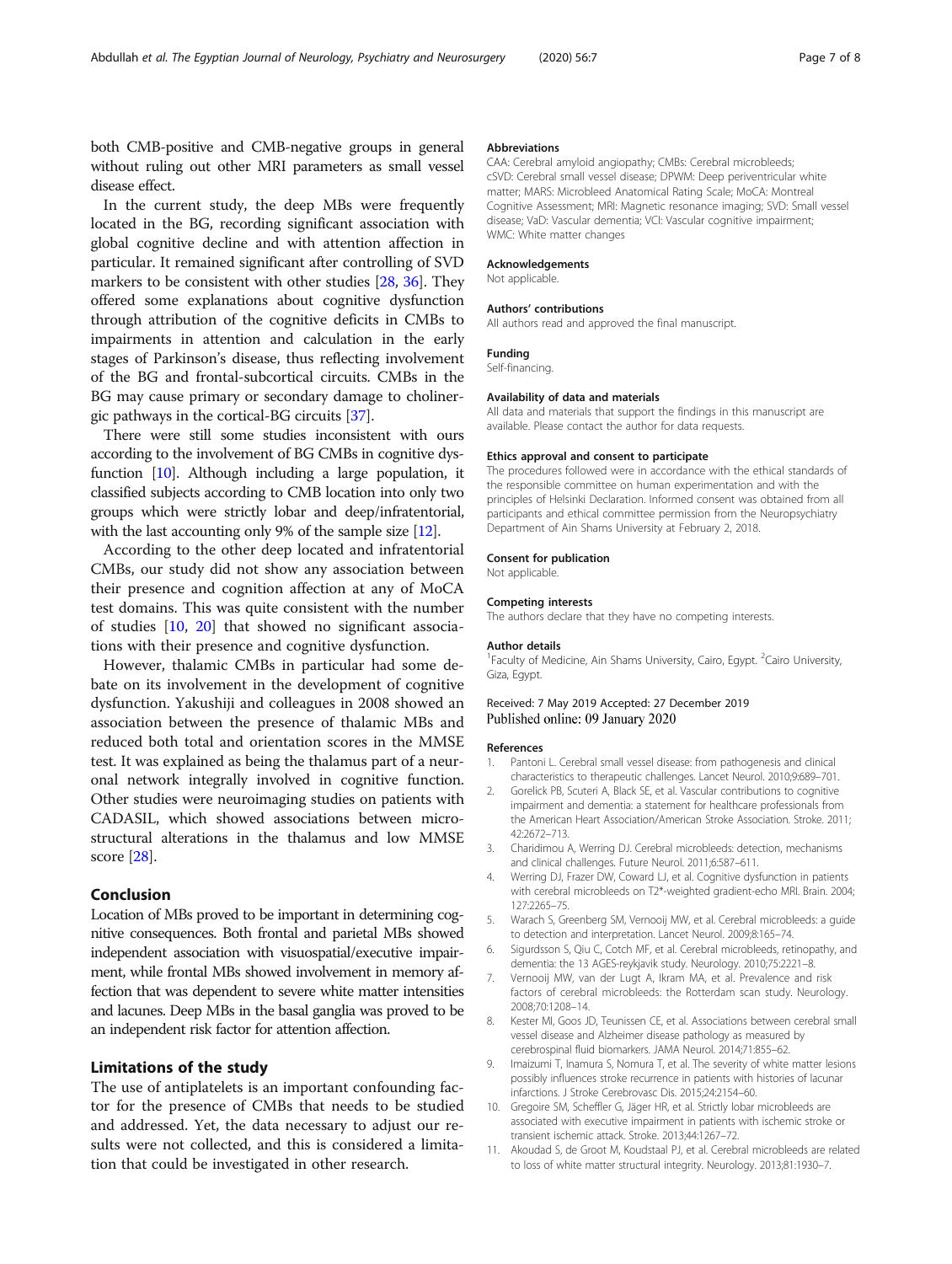both CMB-positive and CMB-negative groups in general without ruling out other MRI parameters as small vessel disease effect.

In the current study, the deep MBs were frequently located in the BG, recording significant association with global cognitive decline and with attention affection in particular. It remained significant after controlling of SVD markers to be consistent with other studies [28, 36]. They offered some explanations about cognitive dysfunction through attribution of the cognitive deficits in CMBs to impairments in attention and calculation in the early stages of Parkinson's disease, thus reflecting involvement of the BG and frontal-subcortical circuits. CMBs in the BG may cause primary or secondary damage to cholinergic pathways in the cortical-BG circuits [37].

There were still some studies inconsistent with ours according to the involvement of BG CMBs in cognitive dysfunction [10]. Although including a large population, it classified subjects according to CMB location into only two groups which were strictly lobar and deep/infratentorial, with the last accounting only 9% of the sample size [12].

According to the other deep located and infratentorial CMBs, our study did not show any association between their presence and cognition affection at any of MoCA test domains. This was quite consistent with the number of studies [10, 20] that showed no significant associations with their presence and cognitive dysfunction.

However, thalamic CMBs in particular had some debate on its involvement in the development of cognitive dysfunction. Yakushiji and colleagues in 2008 showed an association between the presence of thalamic MBs and reduced both total and orientation scores in the MMSE test. It was explained as being the thalamus part of a neuronal network integrally involved in cognitive function. Other studies were neuroimaging studies on patients with CADASIL, which showed associations between microstructural alterations in the thalamus and low MMSE score [28].

## Conclusion

Location of MBs proved to be important in determining cognitive consequences. Both frontal and parietal MBs showed independent association with visuospatial/executive impairment, while frontal MBs showed involvement in memory affection that was dependent to severe white matter intensities and lacunes. Deep MBs in the basal ganglia was proved to be an independent risk factor for attention affection.

## Limitations of the study

The use of antiplatelets is an important confounding factor for the presence of CMBs that needs to be studied and addressed. Yet, the data necessary to adjust our results were not collected, and this is considered a limitation that could be investigated in other research.

#### Abbreviations

CAA: Cerebral amyloid angiopathy; CMBs: Cerebral microbleeds; cSVD: Cerebral small vessel disease; DPWM: Deep periventricular white matter; MARS: Microbleed Anatomical Rating Scale; MoCA: Montreal Cognitive Assessment; MRI: Magnetic resonance imaging; SVD: Small vessel disease; VaD: Vascular dementia; VCI: Vascular cognitive impairment; WMC: White matter changes

#### Acknowledgements

Not applicable.

#### Authors' contributions

All authors read and approved the final manuscript.

#### Funding

Self-financing.

#### Availability of data and materials

All data and materials that support the findings in this manuscript are available. Please contact the author for data requests.

#### Ethics approval and consent to participate

The procedures followed were in accordance with the ethical standards of the responsible committee on human experimentation and with the principles of Helsinki Declaration. Informed consent was obtained from all participants and ethical committee permission from the Neuropsychiatry Department of Ain Shams University at February 2, 2018.

#### Consent for publication

Not applicable.

#### Competing interests

The authors declare that they have no competing interests.

#### Author details

[1]Faculty of Medicine, Ain Shams University, Cairo, Egypt. [2]Cairo University, Giza, Egypt.

Received: 7 May 2019 Accepted: 27 December 2019
Published online: 09 January 2020

#### References

1. Pantoni L. Cerebral small vessel disease: from pathogenesis and clinical characteristics to therapeutic challenges. Lancet Neurol. 2010;9:689–701.
2. Gorelick PB, Scuteri A, Black SE, et al. Vascular contributions to cognitive impairment and dementia: a statement for healthcare professionals from the American Heart Association/American Stroke Association. Stroke. 2011; 42:2672–713.
3. Charidimou A, Werring DJ. Cerebral microbleeds: detection, mechanisms and clinical challenges. Future Neurol. 2011;6:587–611.
4. Werring DJ, Frazer DW, Coward LJ, et al. Cognitive dysfunction in patients with cerebral microbleeds on T2*-weighted gradient-echo MRI. Brain. 2004; 127:2265–75.
5. Warach S, Greenberg SM, Vernooij MW, et al. Cerebral microbleeds: a guide to detection and interpretation. Lancet Neurol. 2009;8:165–74.
6. Sigurdsson S, Qiu C, Cotch MF, et al. Cerebral microbleeds, retinopathy, and dementia: the 13 AGES-reykjavik study. Neurology. 2010;75:2221–8.
7. Vernooij MW, van der Lugt A, Ikram MA, et al. Prevalence and risk factors of cerebral microbleeds: the Rotterdam scan study. Neurology. 2008;70:1208–14.
8. Kester MI, Goos JD, Teunissen CE, et al. Associations between cerebral small vessel disease and Alzheimer disease pathology as measured by cerebrospinal fluid biomarkers. JAMA Neurol. 2014;71:855–62.
9. Imaizumi T, Inamura S, Nomura T, et al. The severity of white matter lesions possibly influences stroke recurrence in patients with histories of lacunar infarctions. J Stroke Cerebrovasc Dis. 2015;24:2154–60.
10. Gregoire SM, Scheffler G, Jäger HR, et al. Strictly lobar microbleeds are associated with executive impairment in patients with ischemic stroke or transient ischemic attack. Stroke. 2013;44:1267–72.
11. Akoudad S, de Groot M, Koudstaal PJ, et al. Cerebral microbleeds are related to loss of white matter structural integrity. Neurology. 2013;81:1930–7.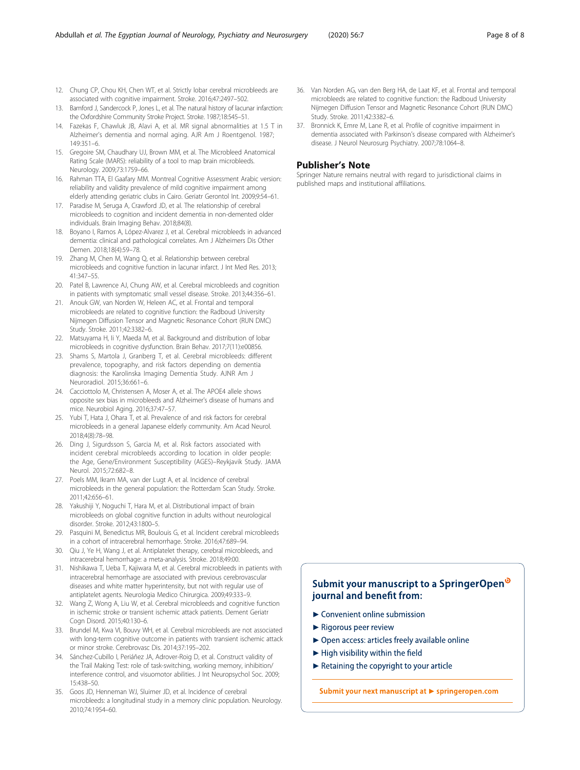12. Chung CP, Chou KH, Chen WT, et al. Strictly lobar cerebral microbleeds are associated with cognitive impairment. Stroke. 2016;47:2497–502.
13. Bamford J, Sandercock P, Jones L, et al. The natural history of lacunar infarction: the Oxfordshire Community Stroke Project. Stroke. 1987;18:545–51.
14. Fazekas F, Chawluk JB, Alavi A, et al. MR signal abnormalities at 1.5 T in Alzheimer's dementia and normal aging. AJR Am J Roentgenol. 1987; 149:351–6.
15. Gregoire SM, Chaudhary UJ, Brown MM, et al. The Microbleed Anatomical Rating Scale (MARS): reliability of a tool to map brain microbleeds. Neurology. 2009;73:1759–66.
16. Rahman TTA, El Gaafary MM. Montreal Cognitive Assessment Arabic version: reliability and validity prevalence of mild cognitive impairment among elderly attending geriatric clubs in Cairo. Geriatr Gerontol Int. 2009;9:54–61.
17. Paradise M, Seruga A, Crawford JD, et al. The relationship of cerebral microbleeds to cognition and incident dementia in non-demented older individuals. Brain Imaging Behav. 2018;84(8).
18. Boyano I, Ramos A, López-Alvarez J, et al. Cerebral microbleeds in advanced dementia: clinical and pathological correlates. Am J Alzheimers Dis Other Demen. 2018;18(4):59–78.
19. Zhang M, Chen M, Wang Q, et al. Relationship between cerebral microbleeds and cognitive function in lacunar infarct. J Int Med Res. 2013; 41:347–55.
20. Patel B, Lawrence AJ, Chung AW, et al. Cerebral microbleeds and cognition in patients with symptomatic small vessel disease. Stroke. 2013;44:356–61.
21. Anouk GW, van Norden W, Heleen AC, et al. Frontal and temporal microbleeds are related to cognitive function: the Radboud University Nijmegen Diffusion Tensor and Magnetic Resonance Cohort (RUN DMC) Study. Stroke. 2011;42:3382–6.
22. Matsuyama H, Ii Y, Maeda M, et al. Background and distribution of lobar microbleeds in cognitive dysfunction. Brain Behav. 2017;7(11):e00856.
23. Shams S, Martola J, Granberg T, et al. Cerebral microbleeds: different prevalence, topography, and risk factors depending on dementia diagnosis: the Karolinska Imaging Dementia Study. AJNR Am J Neuroradiol. 2015;36:661–6.
24. Cacciottolo M, Christensen A, Moser A, et al. The APOE4 allele shows opposite sex bias in microbleeds and Alzheimer's disease of humans and mice. Neurobiol Aging. 2016;37:47–57.
25. Yubi T, Hata J, Ohara T, et al. Prevalence of and risk factors for cerebral microbleeds in a general Japanese elderly community. Am Acad Neurol. 2018;4(8):78–98.
26. Ding J, Sigurdsson S, Garcia M, et al. Risk factors associated with incident cerebral microbleeds according to location in older people: the Age, Gene/Environment Susceptibility (AGES)–Reykjavik Study. JAMA Neurol. 2015;72:682–8.
27. Poels MM, Ikram MA, van der Lugt A, et al. Incidence of cerebral microbleeds in the general population: the Rotterdam Scan Study. Stroke. 2011;42:656–61.
28. Yakushiji Y, Noguchi T, Hara M, et al. Distributional impact of brain microbleeds on global cognitive function in adults without neurological disorder. Stroke. 2012;43:1800–5.
29. Pasquini M, Benedictus MR, Boulouis G, et al. Incident cerebral microbleeds in a cohort of intracerebral hemorrhage. Stroke. 2016;47:689–94.
30. Qiu J, Ye H, Wang J, et al. Antiplatelet therapy, cerebral microbleeds, and intracerebral hemorrhage: a meta-analysis. Stroke. 2018;49:00.
31. Nishikawa T, Ueba T, Kajiwara M, et al. Cerebral microbleeds in patients with intracerebral hemorrhage are associated with previous cerebrovascular diseases and white matter hyperintensity, but not with regular use of antiplatelet agents. Neurologia Medico Chirurgica. 2009;49:333–9.
32. Wang Z, Wong A, Liu W, et al. Cerebral microbleeds and cognitive function in ischemic stroke or transient ischemic attack patients. Dement Geriatr Cogn Disord. 2015;40:130–6.
33. Brundel M, Kwa VI, Bouvy WH, et al. Cerebral microbleeds are not associated with long-term cognitive outcome in patients with transient ischemic attack or minor stroke. Cerebrovasc Dis. 2014;37:195–202.
34. Sánchez-Cubillo I, Periáñez JA, Adrover-Roig D, et al. Construct validity of the Trail Making Test: role of task-switching, working memory, inhibition/interference control, and visuomotor abilities. J Int Neuropsychol Soc. 2009; 15:438–50.
35. Goos JD, Henneman WJ, Sluimer JD, et al. Incidence of cerebral microbleeds: a longitudinal study in a memory clinic population. Neurology. 2010;74:1954–60.
36. Van Norden AG, van den Berg HA, de Laat KF, et al. Frontal and temporal microbleeds are related to cognitive function: the Radboud University Nijmegen Diffusion Tensor and Magnetic Resonance Cohort (RUN DMC) Study. Stroke. 2011;42:3382–6.
37. Bronnick K, Emre M, Lane R, et al. Profile of cognitive impairment in dementia associated with Parkinson's disease compared with Alzheimer's disease. J Neurol Neurosurg Psychiatry. 2007;78:1064–8.

## Publisher's Note

Springer Nature remains neutral with regard to jurisdictional claims in published maps and institutional affiliations.